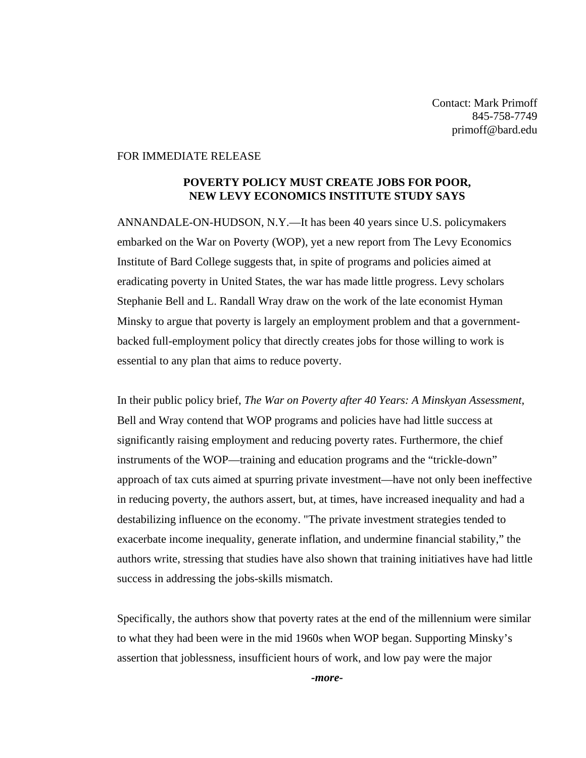Contact: Mark Primoff
845-758-7749
primoff@bard.edu

FOR IMMEDIATE RELEASE

**POVERTY POLICY MUST CREATE JOBS FOR POOR, NEW LEVY ECONOMICS INSTITUTE STUDY SAYS**

ANNANDALE-ON-HUDSON, N.Y.—It has been 40 years since U.S. policymakers embarked on the War on Poverty (WOP), yet a new report from The Levy Economics Institute of Bard College suggests that, in spite of programs and policies aimed at eradicating poverty in United States, the war has made little progress. Levy scholars Stephanie Bell and L. Randall Wray draw on the work of the late economist Hyman Minsky to argue that poverty is largely an employment problem and that a government-backed full-employment policy that directly creates jobs for those willing to work is essential to any plan that aims to reduce poverty.

In their public policy brief, *The War on Poverty after 40 Years: A Minskyan Assessment*, Bell and Wray contend that WOP programs and policies have had little success at significantly raising employment and reducing poverty rates. Furthermore, the chief instruments of the WOP—training and education programs and the "trickle-down" approach of tax cuts aimed at spurring private investment—have not only been ineffective in reducing poverty, the authors assert, but, at times, have increased inequality and had a destabilizing influence on the economy. "The private investment strategies tended to exacerbate income inequality, generate inflation, and undermine financial stability," the authors write, stressing that studies have also shown that training initiatives have had little success in addressing the jobs-skills mismatch.

Specifically, the authors show that poverty rates at the end of the millennium were similar to what they had been were in the mid 1960s when WOP began. Supporting Minsky's assertion that joblessness, insufficient hours of work, and low pay were the major

***-more-***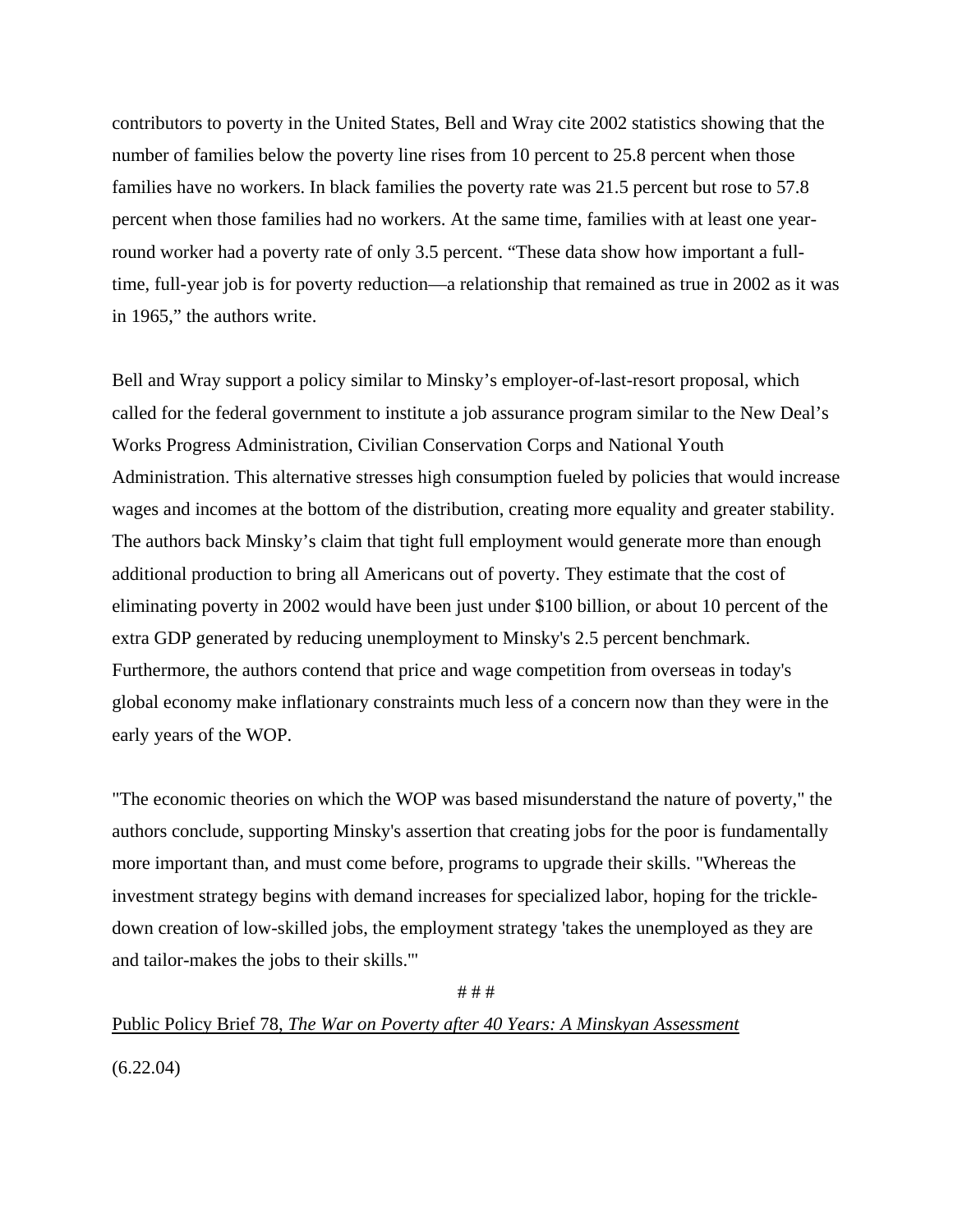contributors to poverty in the United States, Bell and Wray cite 2002 statistics showing that the number of families below the poverty line rises from 10 percent to 25.8 percent when those families have no workers. In black families the poverty rate was 21.5 percent but rose to 57.8 percent when those families had no workers. At the same time, families with at least one year-round worker had a poverty rate of only 3.5 percent. “These data show how important a full-time, full-year job is for poverty reduction—a relationship that remained as true in 2002 as it was in 1965,” the authors write.

Bell and Wray support a policy similar to Minsky’s employer-of-last-resort proposal, which called for the federal government to institute a job assurance program similar to the New Deal’s Works Progress Administration, Civilian Conservation Corps and National Youth Administration. This alternative stresses high consumption fueled by policies that would increase wages and incomes at the bottom of the distribution, creating more equality and greater stability. The authors back Minsky’s claim that tight full employment would generate more than enough additional production to bring all Americans out of poverty. They estimate that the cost of eliminating poverty in 2002 would have been just under $100 billion, or about 10 percent of the extra GDP generated by reducing unemployment to Minsky's 2.5 percent benchmark. Furthermore, the authors contend that price and wage competition from overseas in today's global economy make inflationary constraints much less of a concern now than they were in the early years of the WOP.

"The economic theories on which the WOP was based misunderstand the nature of poverty," the authors conclude, supporting Minsky's assertion that creating jobs for the poor is fundamentally more important than, and must come before, programs to upgrade their skills. "Whereas the investment strategy begins with demand increases for specialized labor, hoping for the trickle-down creation of low-skilled jobs, the employment strategy 'takes the unemployed as they are and tailor-makes the jobs to their skills.'"

# # #

Public Policy Brief 78, *The War on Poverty after 40 Years: A Minskyan Assessment*

(6.22.04)